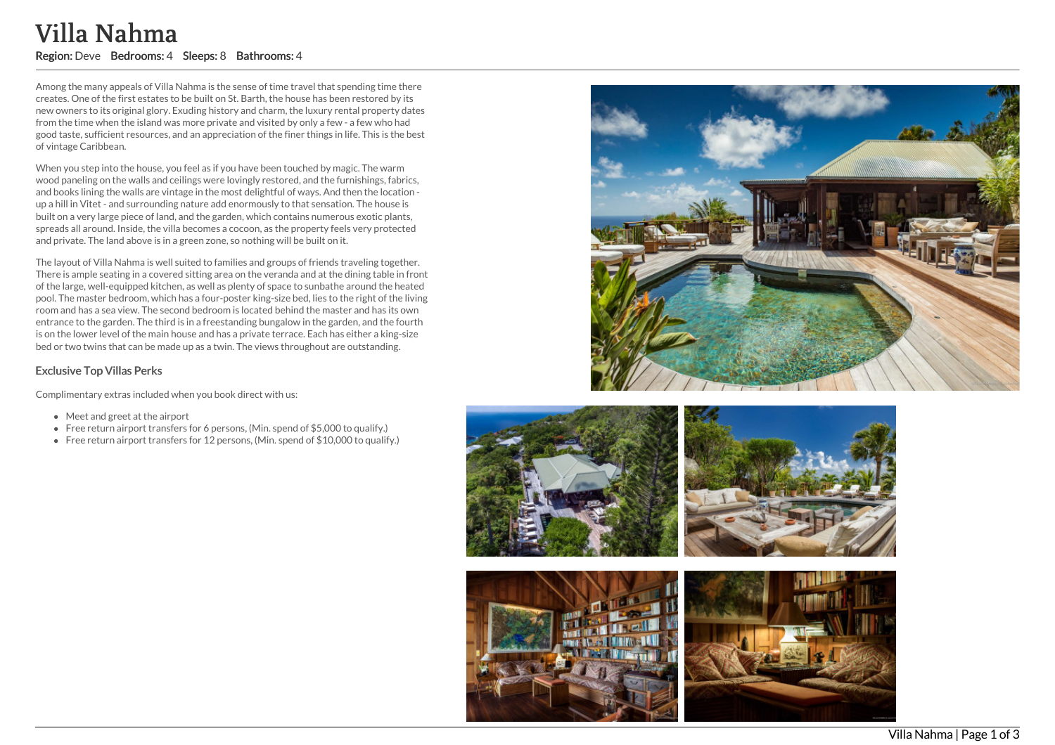# Villa Nahma

**Region:** Deve **Bedrooms:** 4 **Sleeps:** 8 **Bathrooms:** 4

Among the many appeals of Villa Nahma is the sense of time travel that spending time there creates. One of the first estates to be built on St. Barth, the house has been restored by its new owners to its original glory. Exuding history and charm, the luxury rental property dates from the time when the island was more private and visited by only a few - a few who had good taste, sufficient resources, and an appreciation of the finer things in life. This is the best of vintage Caribbean.

When you step into the house, you feel as if you have been touched by magic. The warm wood paneling on the walls and ceilings were lovingly restored, and the furnishings, fabrics, and books lining the walls are vintage in the most delightful of ways. And then the location - up a hill in Vitet - and surrounding nature add enormously to that sensation. The house is built on a very large piece of land, and the garden, which contains numerous exotic plants, spreads all around. Inside, the villa becomes a cocoon, as the property feels very protected and private. The land above is in a green zone, so nothing will be built on it.

The layout of Villa Nahma is well suited to families and groups of friends traveling together. There is ample seating in a covered sitting area on the veranda and at the dining table in front of the large, well-equipped kitchen, as well as plenty of space to sunbathe around the heated pool. The master bedroom, which has a four-poster king-size bed, lies to the right of the living room and has a sea view. The second bedroom is located behind the master and has its own entrance to the garden. The third is in a freestanding bungalow in the garden, and the fourth is on the lower level of the main house and has a private terrace. Each has either a king-size bed or two twins that can be made up as a twin. The views throughout are outstanding.

### Exclusive Top Villas Perks

Complimentary extras included when you book direct with us:

- Meet and greet at the airport
- Free return airport transfers for 6 persons, (Min. spend of $5,000 to qualify.)
- Free return airport transfers for 12 persons, (Min. spend of $10,000 to qualify.)